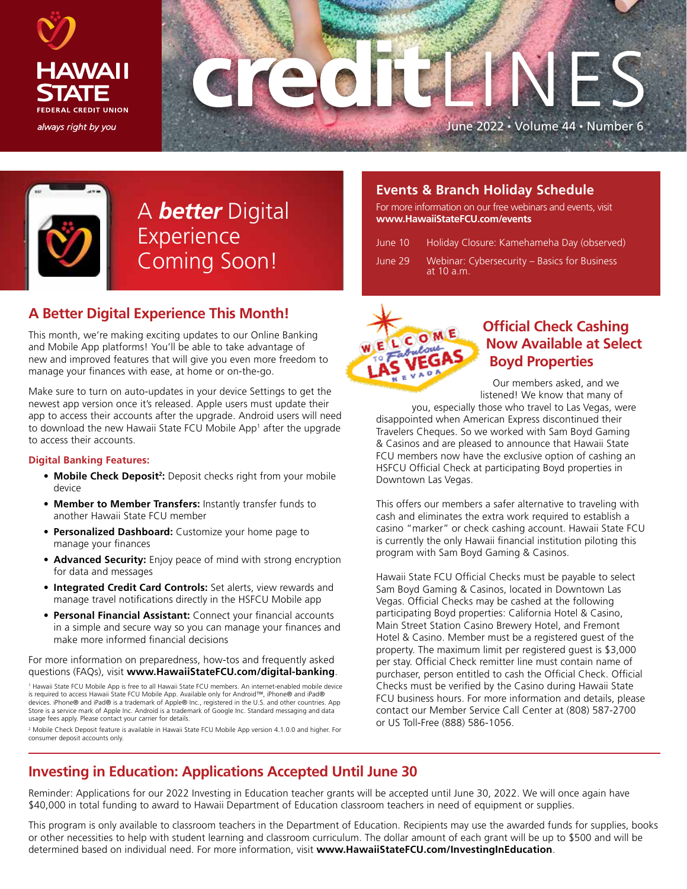# creditLINES

June 2022 • Volume 44 • Number 6

HAWAII STATE FEDERAL CREDIT UNION

*always right by you*

## A ***better*** Digital Experience Coming Soon!

## A Better Digital Experience This Month!

This month, we're making exciting updates to our Online Banking and Mobile App platforms! You'll be able to take advantage of new and improved features that will give you even more freedom to manage your finances with ease, at home or on-the-go.

Make sure to turn on auto-updates in your device Settings to get the newest app version once it's released. Apple users must update their app to access their accounts after the upgrade. Android users will need to download the new Hawaii State FCU Mobile App[1] after the upgrade to access their accounts.

### Digital Banking Features:

- **Mobile Check Deposit[2]:** Deposit checks right from your mobile device
- **Member to Member Transfers:** Instantly transfer funds to another Hawaii State FCU member
- **Personalized Dashboard:** Customize your home page to manage your finances
- **Advanced Security:** Enjoy peace of mind with strong encryption for data and messages
- **Integrated Credit Card Controls:** Set alerts, view rewards and manage travel notifications directly in the HSFCU Mobile app
- **Personal Financial Assistant:** Connect your financial accounts in a simple and secure way so you can manage your finances and make more informed financial decisions

For more information on preparedness, how-tos and frequently asked questions (FAQs), visit **www.HawaiiStateFCU.com/digital-banking**.

[1] Hawaii State FCU Mobile App is free to all Hawaii State FCU members. An internet-enabled mobile device is required to access Hawaii State FCU Mobile App. Available only for Android™, iPhone® and iPad® devices. iPhone® and iPad® is a trademark of Apple® Inc., registered in the U.S. and other countries. App Store is a service mark of Apple Inc. Android is a trademark of Google Inc. Standard messaging and data usage fees apply. Please contact your carrier for details.

[2] Mobile Check Deposit feature is available in Hawaii State FCU Mobile App version 4.1.0.0 and higher. For consumer deposit accounts only.

## Events & Branch Holiday Schedule

For more information on our free webinars and events, visit **www.HawaiiStateFCU.com/events**

| | |
|---|---|
| June 10 | Holiday Closure: Kamehameha Day (observed) |
| June 29 | Webinar: Cybersecurity – Basics for Business at 10 a.m. |

## Official Check Cashing Now Available at Select Boyd Properties

Our members asked, and we listened! We know that many of you, especially those who travel to Las Vegas, were disappointed when American Express discontinued their Travelers Cheques. So we worked with Sam Boyd Gaming & Casinos and are pleased to announce that Hawaii State FCU members now have the exclusive option of cashing an HSFCU Official Check at participating Boyd properties in Downtown Las Vegas.

This offers our members a safer alternative to traveling with cash and eliminates the extra work required to establish a casino "marker" or check cashing account. Hawaii State FCU is currently the only Hawaii financial institution piloting this program with Sam Boyd Gaming & Casinos.

Hawaii State FCU Official Checks must be payable to select Sam Boyd Gaming & Casinos, located in Downtown Las Vegas. Official Checks may be cashed at the following participating Boyd properties: California Hotel & Casino, Main Street Station Casino Brewery Hotel, and Fremont Hotel & Casino. Member must be a registered guest of the property. The maximum limit per registered guest is $3,000 per stay. Official Check remitter line must contain name of purchaser, person entitled to cash the Official Check. Official Checks must be verified by the Casino during Hawaii State FCU business hours. For more information and details, please contact our Member Service Call Center at (808) 587-2700 or US Toll-Free (888) 586-1056.

## Investing in Education: Applications Accepted Until June 30

Reminder: Applications for our 2022 Investing in Education teacher grants will be accepted until June 30, 2022. We will once again have $40,000 in total funding to award to Hawaii Department of Education classroom teachers in need of equipment or supplies.

This program is only available to classroom teachers in the Department of Education. Recipients may use the awarded funds for supplies, books or other necessities to help with student learning and classroom curriculum. The dollar amount of each grant will be up to $500 and will be determined based on individual need. For more information, visit **www.HawaiiStateFCU.com/InvestingInEducation**.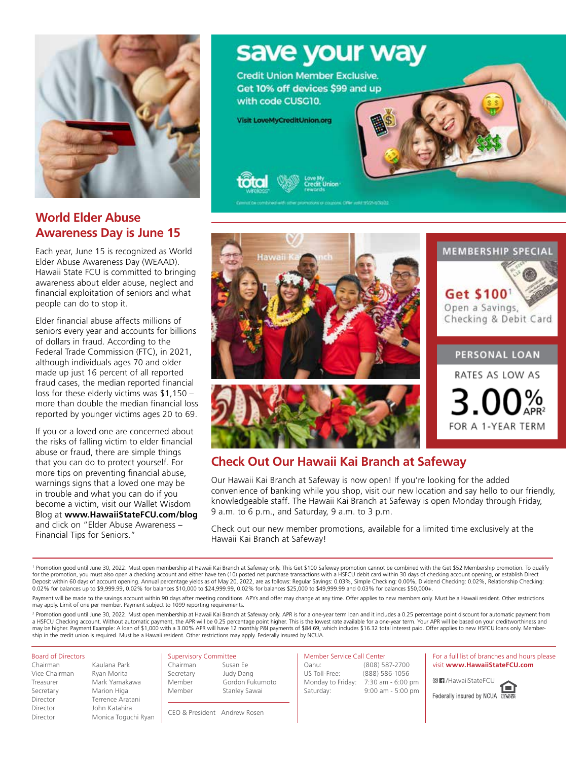## World Elder Abuse Awareness Day is June 15

Each year, June 15 is recognized as World Elder Abuse Awareness Day (WEAAD). Hawaii State FCU is committed to bringing awareness about elder abuse, neglect and financial exploitation of seniors and what people can do to stop it.

Elder financial abuse affects millions of seniors every year and accounts for billions of dollars in fraud. According to the Federal Trade Commission (FTC), in 2021, although individuals ages 70 and older made up just 16 percent of all reported fraud cases, the median reported financial loss for these elderly victims was $1,150 – more than double the median financial loss reported by younger victims ages 20 to 69.

If you or a loved one are concerned about the risks of falling victim to elder financial abuse or fraud, there are simple things that you can do to protect yourself. For more tips on preventing financial abuse, warnings signs that a loved one may be in trouble and what you can do if you become a victim, visit our Wallet Wisdom Blog at **www.HawaiiStateFCU.com/blog** and click on "Elder Abuse Awareness – Financial Tips for Seniors."

**save your way**

Credit Union Member Exclusive.
Get 10% off devices $99 and up with code CUSG10.

Visit LoveMyCreditUnion.org

total wireless · Love My Credit Union rewards

Cannot be combined with other promotions or coupons. Offer valid 5/1/21-6/30/22.

**MEMBERSHIP SPECIAL**

**Get $100**[1]
Open a Savings, Checking & Debit Card

**PERSONAL LOAN**

RATES AS LOW AS
**3.00% APR**[2]
FOR A 1-YEAR TERM

## Check Out Our Hawaii Kai Branch at Safeway

Our Hawaii Kai Branch at Safeway is now open! If you're looking for the added convenience of banking while you shop, visit our new location and say hello to our friendly, knowledgeable staff. The Hawaii Kai Branch at Safeway is open Monday through Friday, 9 a.m. to 6 p.m., and Saturday, 9 a.m. to 3 p.m.

Check out our new member promotions, available for a limited time exclusively at the Hawaii Kai Branch at Safeway!

---

[1] Promotion good until June 30, 2022. Must open membership at Hawaii Kai Branch at Safeway only. This Get $100 Safeway promotion cannot be combined with the Get $52 Membership promotion. To qualify for the promotion, you must also open a checking account and either have ten (10) posted net purchase transactions with a HSFCU debit card within 30 days of checking account opening, or establish Direct Deposit within 60 days of account opening. Annual percentage yields as of May 20, 2022, are as follows: Regular Savings: 0.03%, Simple Checking: 0.00%, Dividend Checking: 0.02%, Relationship Checking: 0.02% for balances up to $9,999.99, 0.02% for balances $10,000 to $24,999.99, 0.02% for balances $25,000 to $49,999.99 and 0.03% for balances $50,000+.

Payment will be made to the savings account within 90 days after meeting conditions. APYs and offer may change at any time. Offer applies to new members only. Must be a Hawaii resident. Other restrictions may apply. Limit of one per member. Payment subject to 1099 reporting requirements.

[2] Promotion good until June 30, 2022. Must open membership at Hawaii Kai Branch at Safeway only. APR is for a one-year term loan and it includes a 0.25 percentage point discount for automatic payment from a HSFCU Checking account. Without automatic payment, the APR will be 0.25 percentage point higher. This is the lowest rate available for a one-year term. Your APR will be based on your creditworthiness and may be higher. Payment Example: A loan of $1,000 with a 3.00% APR will have 12 monthly P&I payments of $84.69, which includes $16.32 total interest paid. Offer applies to new HSFCU loans only. Membership in the credit union is required. Must be a Hawaii resident. Other restrictions may apply. Federally insured by NCUA.

---

**Board of Directors**

| | |
|---|---|
| Chairman | Kaulana Park |
| Vice Chairman | Ryan Morita |
| Treasurer | Mark Yamakawa |
| Secretary | Marion Higa |
| Director | Terrence Aratani |
| Director | John Katahira |
| Director | Monica Toguchi Ryan |

**Supervisory Committee**

| | |
|---|---|
| Chairman | Susan Ee |
| Secretary | Judy Dang |
| Member | Gordon Fukumoto |
| Member | Stanley Sawai |

CEO & President Andrew Rosen

**Member Service Call Center**

| | |
|---|---|
| Oahu: | (808) 587-2700 |
| US Toll-Free: | (888) 586-1056 |
| Monday to Friday: | 7:30 am - 6:00 pm |
| Saturday: | 9:00 am - 5:00 pm |

For a full list of branches and hours please visit **www.HawaiiStateFCU.com**

/HawaiiStateFCU

Federally insured by NCUA